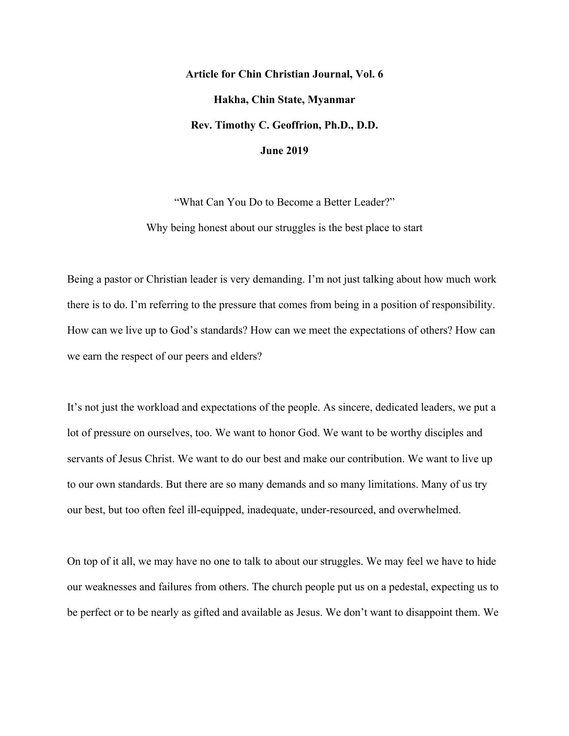**Article for Chin Christian Journal, Vol. 6**

**Hakha, Chin State, Myanmar**

**Rev. Timothy C. Geoffrion, Ph.D., D.D.**

**June 2019**

# "What Can You Do to Become a Better Leader?"

## Why being honest about our struggles is the best place to start

Being a pastor or Christian leader is very demanding. I'm not just talking about how much work there is to do. I'm referring to the pressure that comes from being in a position of responsibility. How can we live up to God's standards? How can we meet the expectations of others? How can we earn the respect of our peers and elders?

It's not just the workload and expectations of the people. As sincere, dedicated leaders, we put a lot of pressure on ourselves, too. We want to honor God. We want to be worthy disciples and servants of Jesus Christ. We want to do our best and make our contribution. We want to live up to our own standards. But there are so many demands and so many limitations. Many of us try our best, but too often feel ill-equipped, inadequate, under-resourced, and overwhelmed.

On top of it all, we may have no one to talk to about our struggles. We may feel we have to hide our weaknesses and failures from others. The church people put us on a pedestal, expecting us to be perfect or to be nearly as gifted and available as Jesus. We don't want to disappoint them. We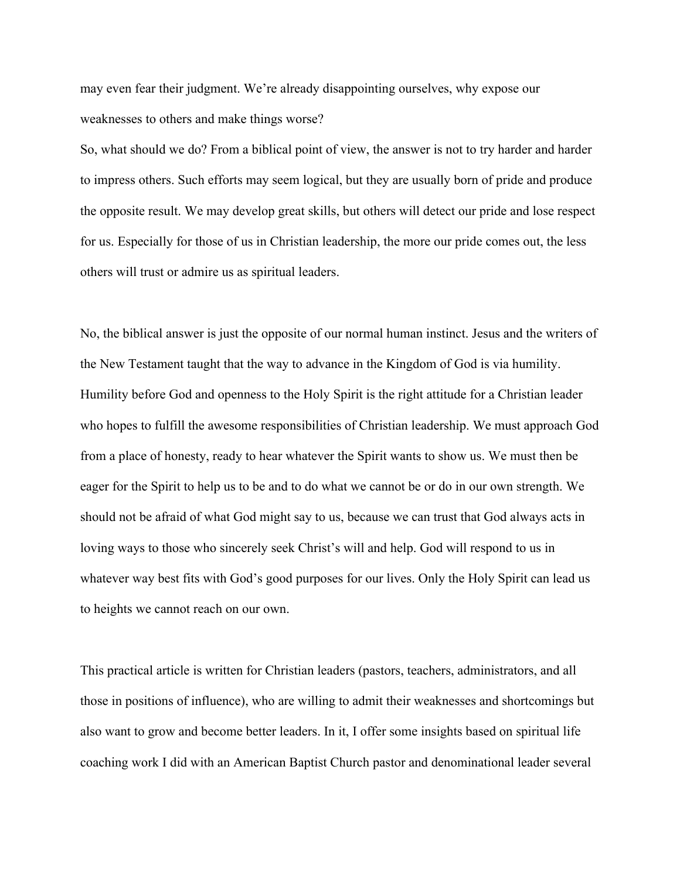may even fear their judgment. We're already disappointing ourselves, why expose our weaknesses to others and make things worse?

So, what should we do? From a biblical point of view, the answer is not to try harder and harder to impress others. Such efforts may seem logical, but they are usually born of pride and produce the opposite result. We may develop great skills, but others will detect our pride and lose respect for us. Especially for those of us in Christian leadership, the more our pride comes out, the less others will trust or admire us as spiritual leaders.

No, the biblical answer is just the opposite of our normal human instinct. Jesus and the writers of the New Testament taught that the way to advance in the Kingdom of God is via humility. Humility before God and openness to the Holy Spirit is the right attitude for a Christian leader who hopes to fulfill the awesome responsibilities of Christian leadership. We must approach God from a place of honesty, ready to hear whatever the Spirit wants to show us. We must then be eager for the Spirit to help us to be and to do what we cannot be or do in our own strength. We should not be afraid of what God might say to us, because we can trust that God always acts in loving ways to those who sincerely seek Christ's will and help. God will respond to us in whatever way best fits with God's good purposes for our lives. Only the Holy Spirit can lead us to heights we cannot reach on our own.

This practical article is written for Christian leaders (pastors, teachers, administrators, and all those in positions of influence), who are willing to admit their weaknesses and shortcomings but also want to grow and become better leaders. In it, I offer some insights based on spiritual life coaching work I did with an American Baptist Church pastor and denominational leader several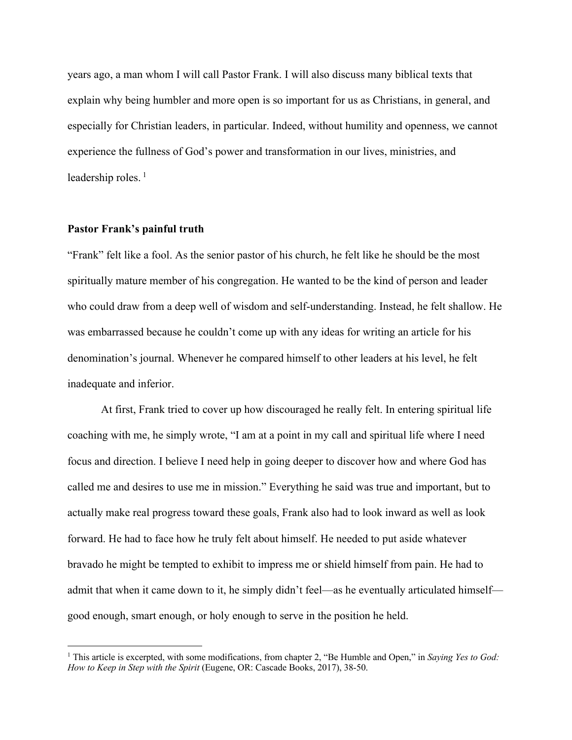years ago, a man whom I will call Pastor Frank. I will also discuss many biblical texts that explain why being humbler and more open is so important for us as Christians, in general, and especially for Christian leaders, in particular. Indeed, without humility and openness, we cannot experience the fullness of God's power and transformation in our lives, ministries, and leadership roles. [1]

**Pastor Frank's painful truth**

"Frank" felt like a fool. As the senior pastor of his church, he felt like he should be the most spiritually mature member of his congregation. He wanted to be the kind of person and leader who could draw from a deep well of wisdom and self-understanding. Instead, he felt shallow. He was embarrassed because he couldn't come up with any ideas for writing an article for his denomination's journal. Whenever he compared himself to other leaders at his level, he felt inadequate and inferior.

At first, Frank tried to cover up how discouraged he really felt. In entering spiritual life coaching with me, he simply wrote, "I am at a point in my call and spiritual life where I need focus and direction. I believe I need help in going deeper to discover how and where God has called me and desires to use me in mission." Everything he said was true and important, but to actually make real progress toward these goals, Frank also had to look inward as well as look forward. He had to face how he truly felt about himself. He needed to put aside whatever bravado he might be tempted to exhibit to impress me or shield himself from pain. He had to admit that when it came down to it, he simply didn't feel—as he eventually articulated himself—good enough, smart enough, or holy enough to serve in the position he held.

[1] This article is excerpted, with some modifications, from chapter 2, "Be Humble and Open," in *Saying Yes to God: How to Keep in Step with the Spirit* (Eugene, OR: Cascade Books, 2017), 38-50.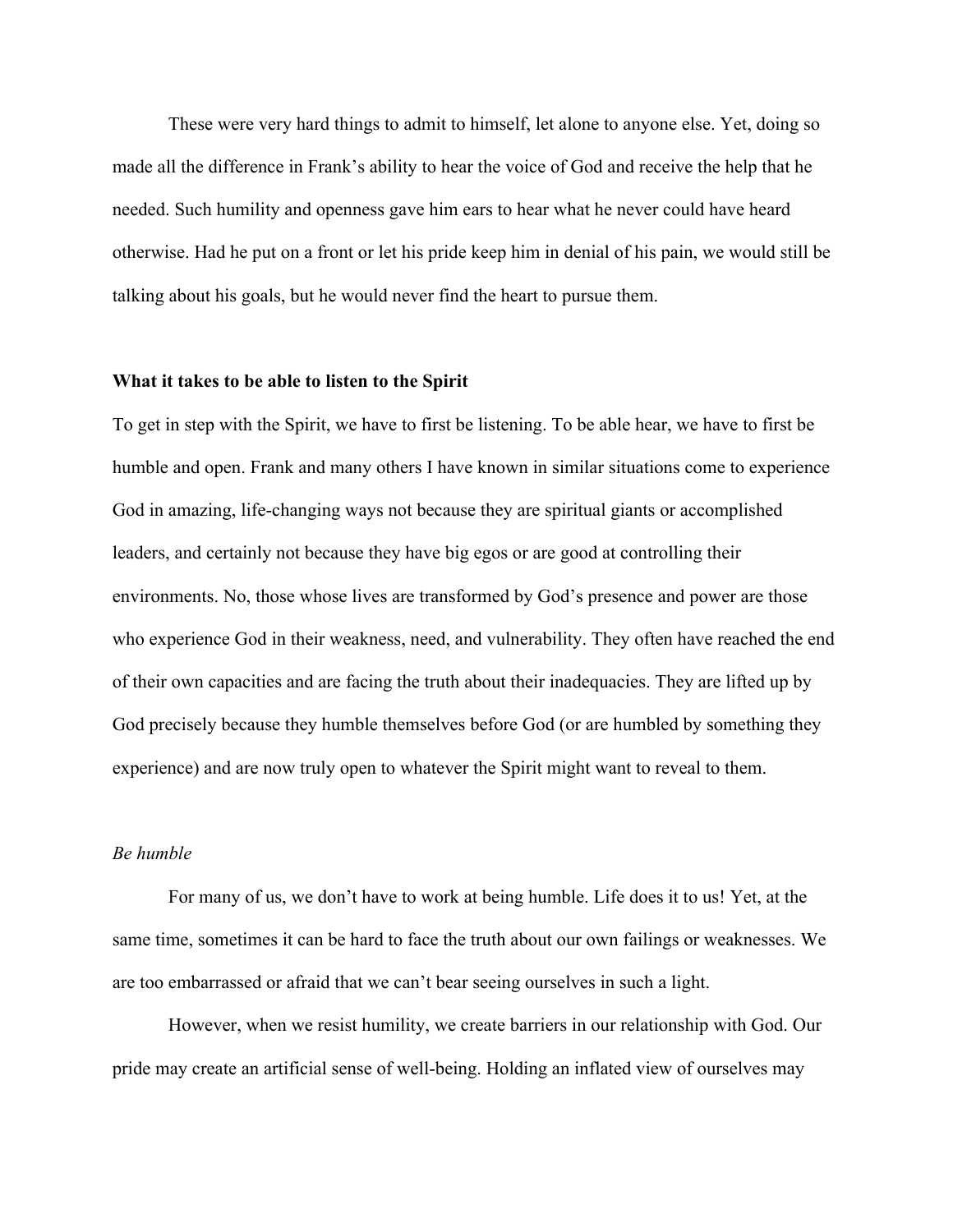These were very hard things to admit to himself, let alone to anyone else. Yet, doing so made all the difference in Frank's ability to hear the voice of God and receive the help that he needed. Such humility and openness gave him ears to hear what he never could have heard otherwise. Had he put on a front or let his pride keep him in denial of his pain, we would still be talking about his goals, but he would never find the heart to pursue them.

**What it takes to be able to listen to the Spirit**

To get in step with the Spirit, we have to first be listening. To be able hear, we have to first be humble and open. Frank and many others I have known in similar situations come to experience God in amazing, life-changing ways not because they are spiritual giants or accomplished leaders, and certainly not because they have big egos or are good at controlling their environments. No, those whose lives are transformed by God's presence and power are those who experience God in their weakness, need, and vulnerability. They often have reached the end of their own capacities and are facing the truth about their inadequacies. They are lifted up by God precisely because they humble themselves before God (or are humbled by something they experience) and are now truly open to whatever the Spirit might want to reveal to them.

*Be humble*

For many of us, we don't have to work at being humble. Life does it to us! Yet, at the same time, sometimes it can be hard to face the truth about our own failings or weaknesses. We are too embarrassed or afraid that we can't bear seeing ourselves in such a light.

However, when we resist humility, we create barriers in our relationship with God. Our pride may create an artificial sense of well-being. Holding an inflated view of ourselves may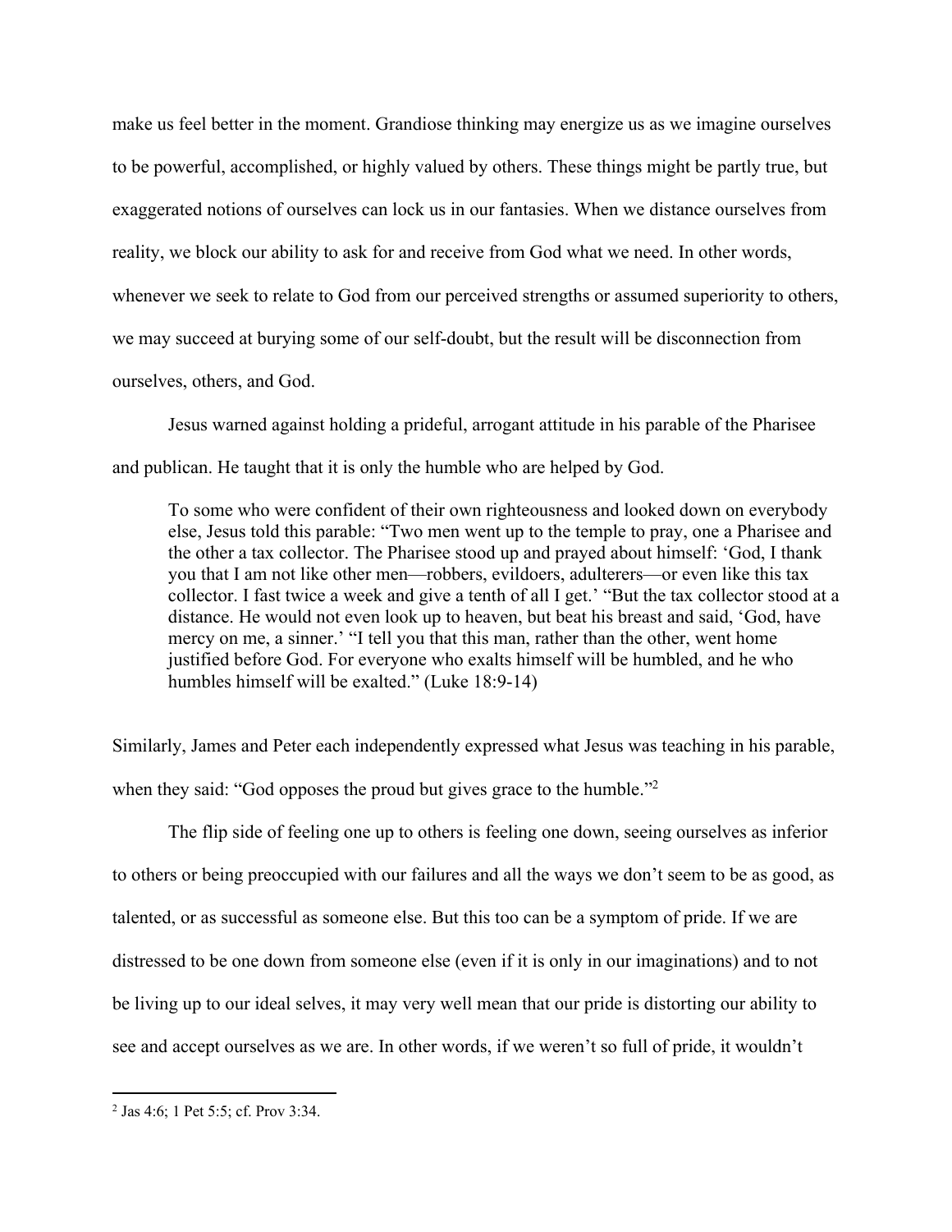make us feel better in the moment. Grandiose thinking may energize us as we imagine ourselves to be powerful, accomplished, or highly valued by others. These things might be partly true, but exaggerated notions of ourselves can lock us in our fantasies. When we distance ourselves from reality, we block our ability to ask for and receive from God what we need. In other words, whenever we seek to relate to God from our perceived strengths or assumed superiority to others, we may succeed at burying some of our self-doubt, but the result will be disconnection from ourselves, others, and God.

Jesus warned against holding a prideful, arrogant attitude in his parable of the Pharisee and publican. He taught that it is only the humble who are helped by God.

> To some who were confident of their own righteousness and looked down on everybody else, Jesus told this parable: "Two men went up to the temple to pray, one a Pharisee and the other a tax collector. The Pharisee stood up and prayed about himself: 'God, I thank you that I am not like other men—robbers, evildoers, adulterers—or even like this tax collector. I fast twice a week and give a tenth of all I get.' "But the tax collector stood at a distance. He would not even look up to heaven, but beat his breast and said, 'God, have mercy on me, a sinner.' "I tell you that this man, rather than the other, went home justified before God. For everyone who exalts himself will be humbled, and he who humbles himself will be exalted." (Luke 18:9-14)

Similarly, James and Peter each independently expressed what Jesus was teaching in his parable, when they said: "God opposes the proud but gives grace to the humble."[2]

The flip side of feeling one up to others is feeling one down, seeing ourselves as inferior to others or being preoccupied with our failures and all the ways we don't seem to be as good, as talented, or as successful as someone else. But this too can be a symptom of pride. If we are distressed to be one down from someone else (even if it is only in our imaginations) and to not be living up to our ideal selves, it may very well mean that our pride is distorting our ability to see and accept ourselves as we are. In other words, if we weren't so full of pride, it wouldn't

---

[2] Jas 4:6; 1 Pet 5:5; cf. Prov 3:34.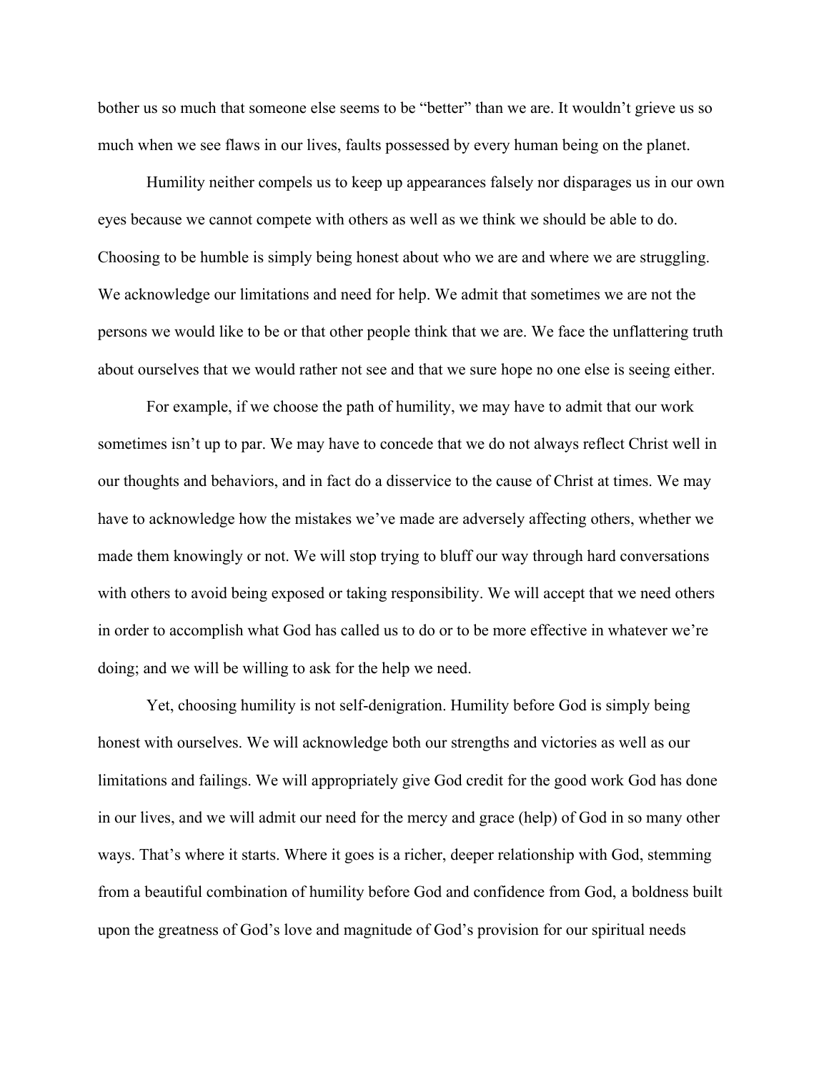bother us so much that someone else seems to be "better" than we are. It wouldn't grieve us so much when we see flaws in our lives, faults possessed by every human being on the planet.

Humility neither compels us to keep up appearances falsely nor disparages us in our own eyes because we cannot compete with others as well as we think we should be able to do. Choosing to be humble is simply being honest about who we are and where we are struggling. We acknowledge our limitations and need for help. We admit that sometimes we are not the persons we would like to be or that other people think that we are. We face the unflattering truth about ourselves that we would rather not see and that we sure hope no one else is seeing either.

For example, if we choose the path of humility, we may have to admit that our work sometimes isn't up to par. We may have to concede that we do not always reflect Christ well in our thoughts and behaviors, and in fact do a disservice to the cause of Christ at times. We may have to acknowledge how the mistakes we've made are adversely affecting others, whether we made them knowingly or not. We will stop trying to bluff our way through hard conversations with others to avoid being exposed or taking responsibility. We will accept that we need others in order to accomplish what God has called us to do or to be more effective in whatever we're doing; and we will be willing to ask for the help we need.

Yet, choosing humility is not self-denigration. Humility before God is simply being honest with ourselves. We will acknowledge both our strengths and victories as well as our limitations and failings. We will appropriately give God credit for the good work God has done in our lives, and we will admit our need for the mercy and grace (help) of God in so many other ways. That's where it starts. Where it goes is a richer, deeper relationship with God, stemming from a beautiful combination of humility before God and confidence from God, a boldness built upon the greatness of God's love and magnitude of God's provision for our spiritual needs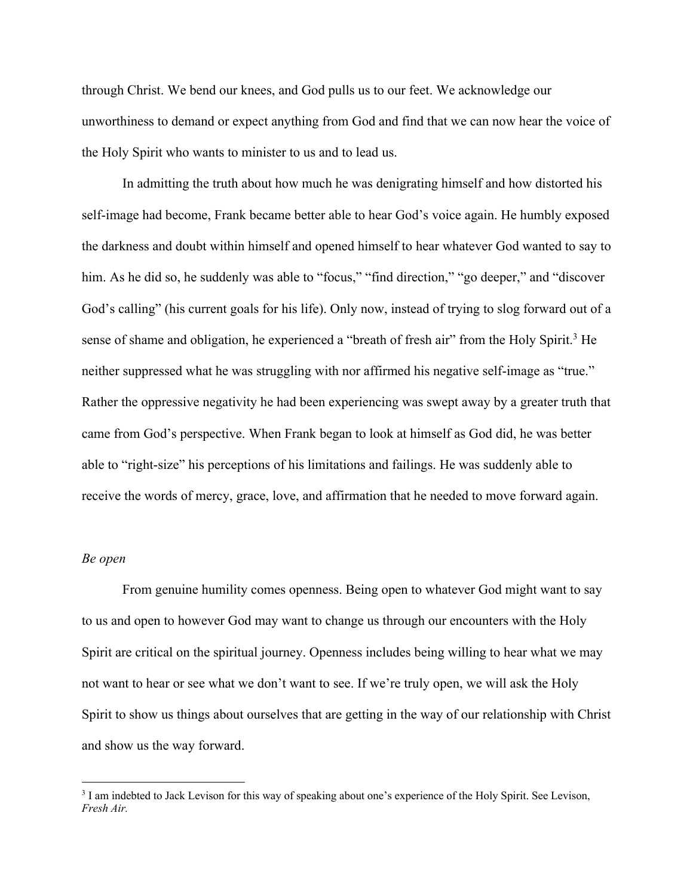through Christ. We bend our knees, and God pulls us to our feet. We acknowledge our unworthiness to demand or expect anything from God and find that we can now hear the voice of the Holy Spirit who wants to minister to us and to lead us.

In admitting the truth about how much he was denigrating himself and how distorted his self-image had become, Frank became better able to hear God's voice again. He humbly exposed the darkness and doubt within himself and opened himself to hear whatever God wanted to say to him. As he did so, he suddenly was able to "focus," "find direction," "go deeper," and "discover God's calling" (his current goals for his life). Only now, instead of trying to slog forward out of a sense of shame and obligation, he experienced a "breath of fresh air" from the Holy Spirit.[3] He neither suppressed what he was struggling with nor affirmed his negative self-image as "true." Rather the oppressive negativity he had been experiencing was swept away by a greater truth that came from God's perspective. When Frank began to look at himself as God did, he was better able to "right-size" his perceptions of his limitations and failings. He was suddenly able to receive the words of mercy, grace, love, and affirmation that he needed to move forward again.

*Be open*

From genuine humility comes openness. Being open to whatever God might want to say to us and open to however God may want to change us through our encounters with the Holy Spirit are critical on the spiritual journey. Openness includes being willing to hear what we may not want to hear or see what we don't want to see. If we're truly open, we will ask the Holy Spirit to show us things about ourselves that are getting in the way of our relationship with Christ and show us the way forward.

---

[3] I am indebted to Jack Levison for this way of speaking about one's experience of the Holy Spirit. See Levison, *Fresh Air.*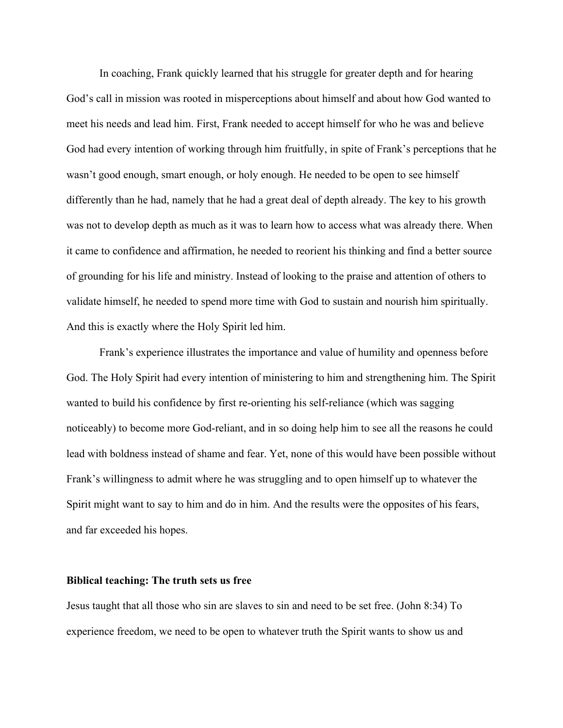In coaching, Frank quickly learned that his struggle for greater depth and for hearing God's call in mission was rooted in misperceptions about himself and about how God wanted to meet his needs and lead him. First, Frank needed to accept himself for who he was and believe God had every intention of working through him fruitfully, in spite of Frank's perceptions that he wasn't good enough, smart enough, or holy enough. He needed to be open to see himself differently than he had, namely that he had a great deal of depth already. The key to his growth was not to develop depth as much as it was to learn how to access what was already there. When it came to confidence and affirmation, he needed to reorient his thinking and find a better source of grounding for his life and ministry. Instead of looking to the praise and attention of others to validate himself, he needed to spend more time with God to sustain and nourish him spiritually. And this is exactly where the Holy Spirit led him.

Frank's experience illustrates the importance and value of humility and openness before God. The Holy Spirit had every intention of ministering to him and strengthening him. The Spirit wanted to build his confidence by first re-orienting his self-reliance (which was sagging noticeably) to become more God-reliant, and in so doing help him to see all the reasons he could lead with boldness instead of shame and fear. Yet, none of this would have been possible without Frank's willingness to admit where he was struggling and to open himself up to whatever the Spirit might want to say to him and do in him. And the results were the opposites of his fears, and far exceeded his hopes.

**Biblical teaching: The truth sets us free**

Jesus taught that all those who sin are slaves to sin and need to be set free. (John 8:34) To experience freedom, we need to be open to whatever truth the Spirit wants to show us and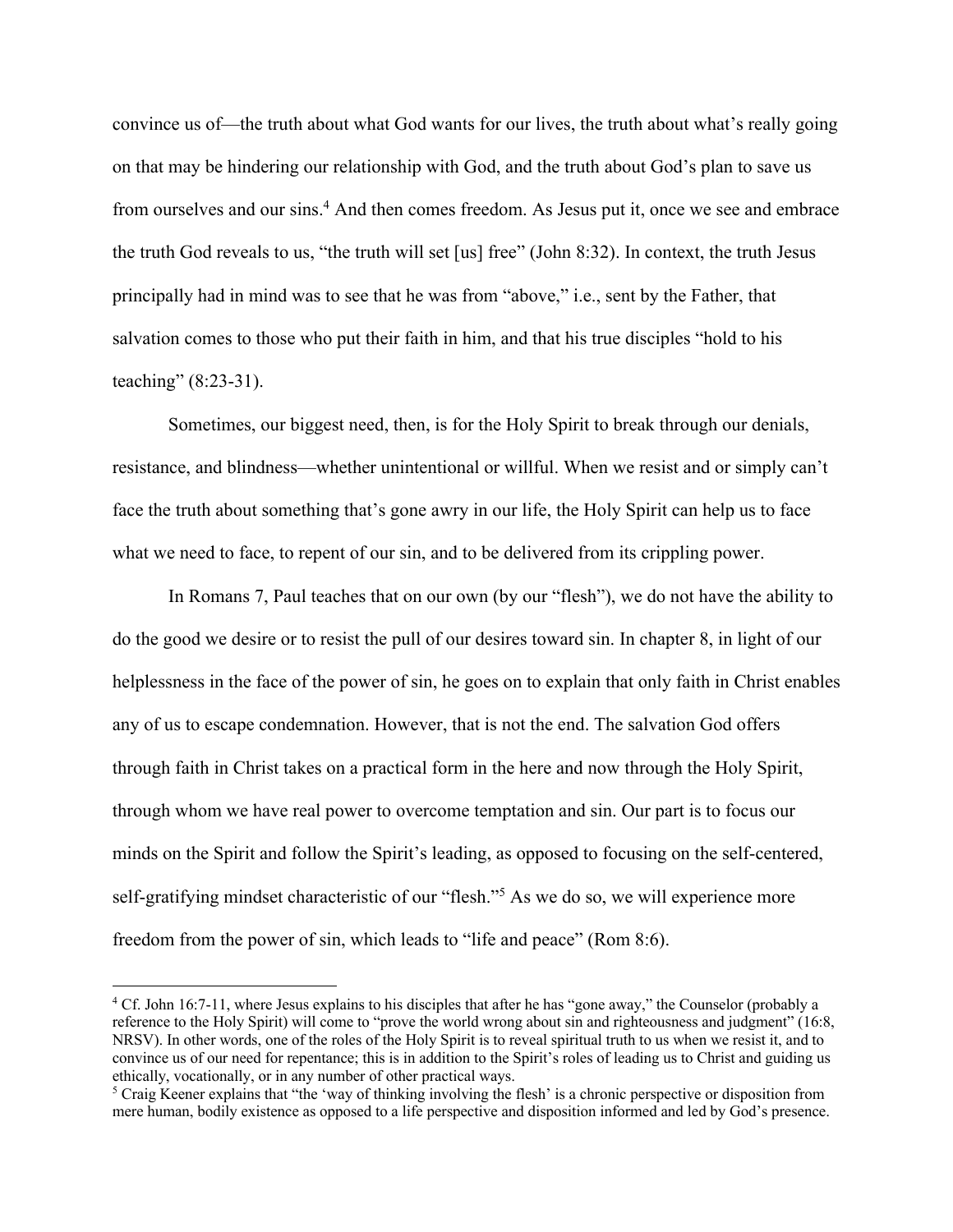convince us of—the truth about what God wants for our lives, the truth about what's really going on that may be hindering our relationship with God, and the truth about God's plan to save us from ourselves and our sins.[4] And then comes freedom. As Jesus put it, once we see and embrace the truth God reveals to us, "the truth will set [us] free" (John 8:32). In context, the truth Jesus principally had in mind was to see that he was from "above," i.e., sent by the Father, that salvation comes to those who put their faith in him, and that his true disciples "hold to his teaching" (8:23-31).

Sometimes, our biggest need, then, is for the Holy Spirit to break through our denials, resistance, and blindness—whether unintentional or willful. When we resist and or simply can't face the truth about something that's gone awry in our life, the Holy Spirit can help us to face what we need to face, to repent of our sin, and to be delivered from its crippling power.

In Romans 7, Paul teaches that on our own (by our "flesh"), we do not have the ability to do the good we desire or to resist the pull of our desires toward sin. In chapter 8, in light of our helplessness in the face of the power of sin, he goes on to explain that only faith in Christ enables any of us to escape condemnation. However, that is not the end. The salvation God offers through faith in Christ takes on a practical form in the here and now through the Holy Spirit, through whom we have real power to overcome temptation and sin. Our part is to focus our minds on the Spirit and follow the Spirit's leading, as opposed to focusing on the self-centered, self-gratifying mindset characteristic of our "flesh."[5] As we do so, we will experience more freedom from the power of sin, which leads to "life and peace" (Rom 8:6).

---

[4] Cf. John 16:7-11, where Jesus explains to his disciples that after he has "gone away," the Counselor (probably a reference to the Holy Spirit) will come to "prove the world wrong about sin and righteousness and judgment" (16:8, NRSV). In other words, one of the roles of the Holy Spirit is to reveal spiritual truth to us when we resist it, and to convince us of our need for repentance; this is in addition to the Spirit's roles of leading us to Christ and guiding us ethically, vocationally, or in any number of other practical ways.

[5] Craig Keener explains that "the 'way of thinking involving the flesh' is a chronic perspective or disposition from mere human, bodily existence as opposed to a life perspective and disposition informed and led by God's presence.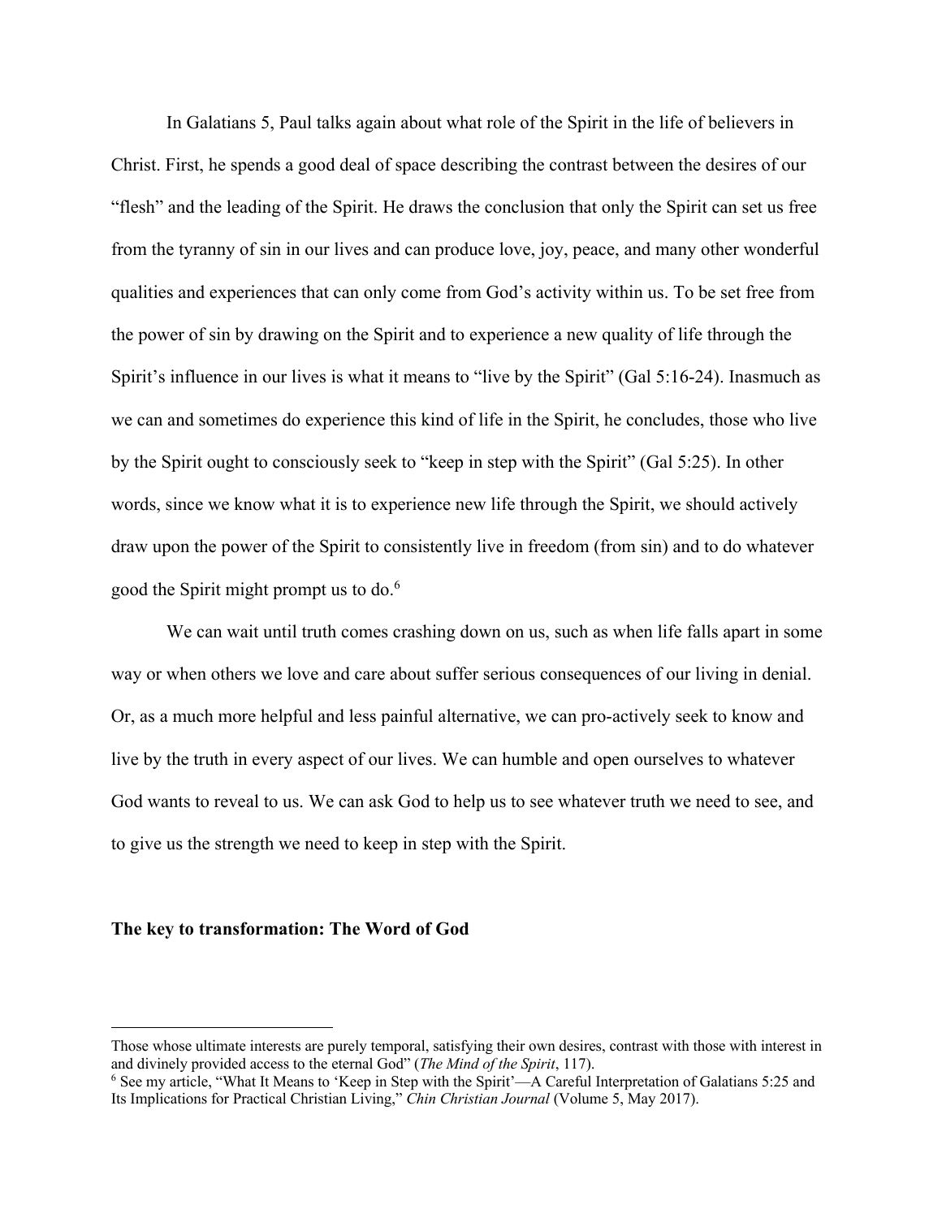In Galatians 5, Paul talks again about what role of the Spirit in the life of believers in Christ. First, he spends a good deal of space describing the contrast between the desires of our "flesh" and the leading of the Spirit. He draws the conclusion that only the Spirit can set us free from the tyranny of sin in our lives and can produce love, joy, peace, and many other wonderful qualities and experiences that can only come from God's activity within us. To be set free from the power of sin by drawing on the Spirit and to experience a new quality of life through the Spirit's influence in our lives is what it means to "live by the Spirit" (Gal 5:16-24). Inasmuch as we can and sometimes do experience this kind of life in the Spirit, he concludes, those who live by the Spirit ought to consciously seek to "keep in step with the Spirit" (Gal 5:25). In other words, since we know what it is to experience new life through the Spirit, we should actively draw upon the power of the Spirit to consistently live in freedom (from sin) and to do whatever good the Spirit might prompt us to do.[6]

We can wait until truth comes crashing down on us, such as when life falls apart in some way or when others we love and care about suffer serious consequences of our living in denial. Or, as a much more helpful and less painful alternative, we can pro-actively seek to know and live by the truth in every aspect of our lives. We can humble and open ourselves to whatever God wants to reveal to us. We can ask God to help us to see whatever truth we need to see, and to give us the strength we need to keep in step with the Spirit.

**The key to transformation: The Word of God**

---

Those whose ultimate interests are purely temporal, satisfying their own desires, contrast with those with interest in and divinely provided access to the eternal God" (*The Mind of the Spirit*, 117).

[6] See my article, "What It Means to 'Keep in Step with the Spirit'—A Careful Interpretation of Galatians 5:25 and Its Implications for Practical Christian Living," *Chin Christian Journal* (Volume 5, May 2017).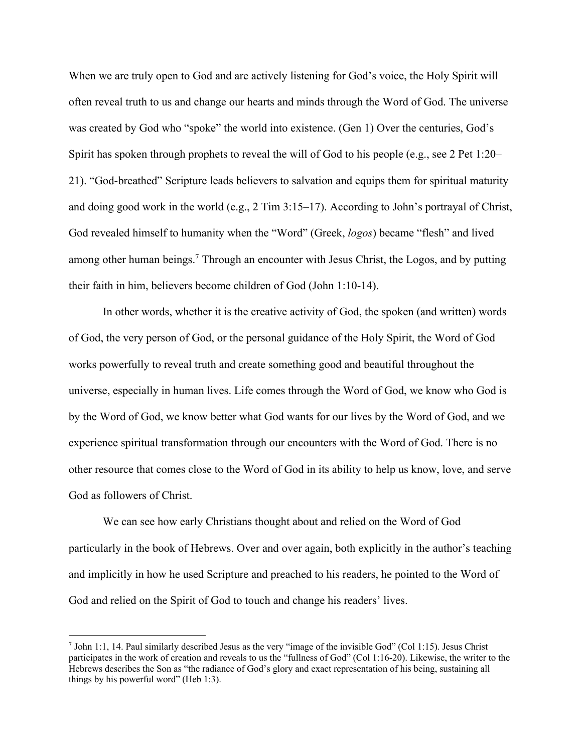When we are truly open to God and are actively listening for God's voice, the Holy Spirit will often reveal truth to us and change our hearts and minds through the Word of God. The universe was created by God who "spoke" the world into existence. (Gen 1) Over the centuries, God's Spirit has spoken through prophets to reveal the will of God to his people (e.g., see 2 Pet 1:20–21). "God-breathed" Scripture leads believers to salvation and equips them for spiritual maturity and doing good work in the world (e.g., 2 Tim 3:15–17). According to John's portrayal of Christ, God revealed himself to humanity when the "Word" (Greek, *logos*) became "flesh" and lived among other human beings.[7] Through an encounter with Jesus Christ, the Logos, and by putting their faith in him, believers become children of God (John 1:10-14).

In other words, whether it is the creative activity of God, the spoken (and written) words of God, the very person of God, or the personal guidance of the Holy Spirit, the Word of God works powerfully to reveal truth and create something good and beautiful throughout the universe, especially in human lives. Life comes through the Word of God, we know who God is by the Word of God, we know better what God wants for our lives by the Word of God, and we experience spiritual transformation through our encounters with the Word of God. There is no other resource that comes close to the Word of God in its ability to help us know, love, and serve God as followers of Christ.

We can see how early Christians thought about and relied on the Word of God particularly in the book of Hebrews. Over and over again, both explicitly in the author's teaching and implicitly in how he used Scripture and preached to his readers, he pointed to the Word of God and relied on the Spirit of God to touch and change his readers' lives.

---

[7] John 1:1, 14. Paul similarly described Jesus as the very "image of the invisible God" (Col 1:15). Jesus Christ participates in the work of creation and reveals to us the "fullness of God" (Col 1:16-20). Likewise, the writer to the Hebrews describes the Son as "the radiance of God's glory and exact representation of his being, sustaining all things by his powerful word" (Heb 1:3).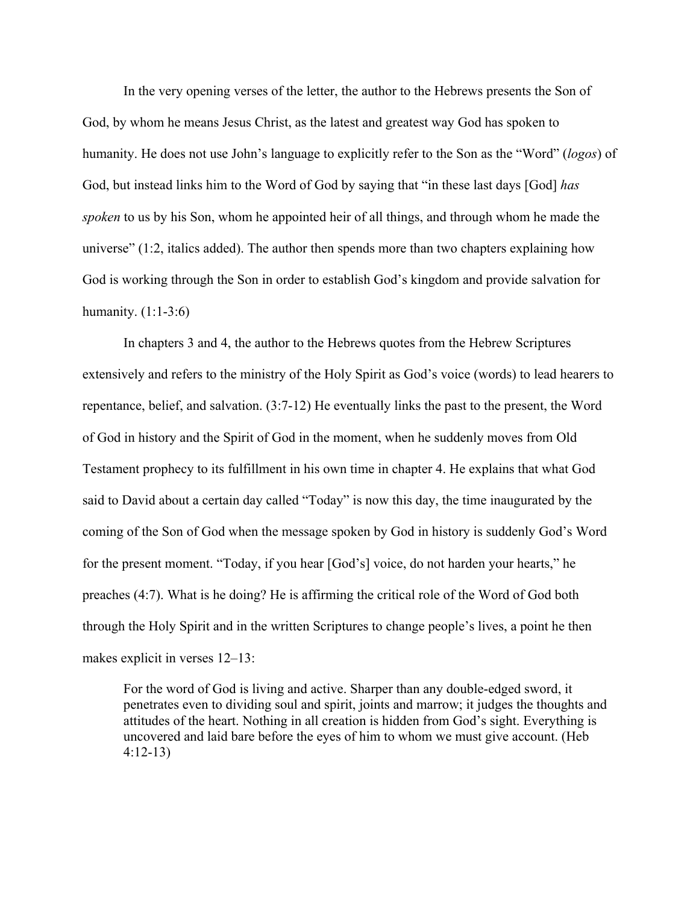In the very opening verses of the letter, the author to the Hebrews presents the Son of God, by whom he means Jesus Christ, as the latest and greatest way God has spoken to humanity. He does not use John's language to explicitly refer to the Son as the "Word" (*logos*) of God, but instead links him to the Word of God by saying that "in these last days [God] *has spoken* to us by his Son, whom he appointed heir of all things, and through whom he made the universe" (1:2, italics added). The author then spends more than two chapters explaining how God is working through the Son in order to establish God's kingdom and provide salvation for humanity. (1:1-3:6)

In chapters 3 and 4, the author to the Hebrews quotes from the Hebrew Scriptures extensively and refers to the ministry of the Holy Spirit as God's voice (words) to lead hearers to repentance, belief, and salvation. (3:7-12) He eventually links the past to the present, the Word of God in history and the Spirit of God in the moment, when he suddenly moves from Old Testament prophecy to its fulfillment in his own time in chapter 4. He explains that what God said to David about a certain day called "Today" is now this day, the time inaugurated by the coming of the Son of God when the message spoken by God in history is suddenly God's Word for the present moment. "Today, if you hear [God's] voice, do not harden your hearts," he preaches (4:7). What is he doing? He is affirming the critical role of the Word of God both through the Holy Spirit and in the written Scriptures to change people's lives, a point he then makes explicit in verses 12–13:

> For the word of God is living and active. Sharper than any double-edged sword, it penetrates even to dividing soul and spirit, joints and marrow; it judges the thoughts and attitudes of the heart. Nothing in all creation is hidden from God's sight. Everything is uncovered and laid bare before the eyes of him to whom we must give account. (Heb 4:12-13)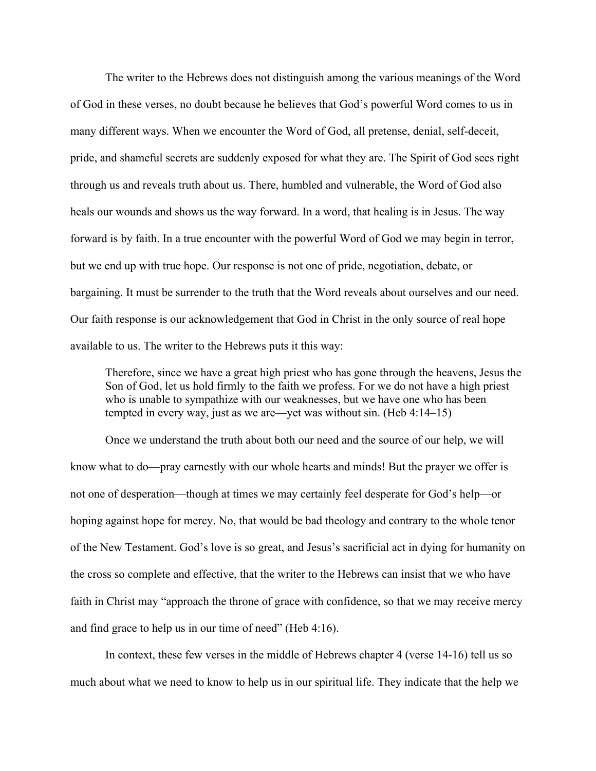The writer to the Hebrews does not distinguish among the various meanings of the Word of God in these verses, no doubt because he believes that God's powerful Word comes to us in many different ways. When we encounter the Word of God, all pretense, denial, self-deceit, pride, and shameful secrets are suddenly exposed for what they are. The Spirit of God sees right through us and reveals truth about us. There, humbled and vulnerable, the Word of God also heals our wounds and shows us the way forward. In a word, that healing is in Jesus. The way forward is by faith. In a true encounter with the powerful Word of God we may begin in terror, but we end up with true hope. Our response is not one of pride, negotiation, debate, or bargaining. It must be surrender to the truth that the Word reveals about ourselves and our need. Our faith response is our acknowledgement that God in Christ in the only source of real hope available to us. The writer to the Hebrews puts it this way:

> Therefore, since we have a great high priest who has gone through the heavens, Jesus the Son of God, let us hold firmly to the faith we profess. For we do not have a high priest who is unable to sympathize with our weaknesses, but we have one who has been tempted in every way, just as we are—yet was without sin. (Heb 4:14–15)

Once we understand the truth about both our need and the source of our help, we will know what to do—pray earnestly with our whole hearts and minds! But the prayer we offer is not one of desperation—though at times we may certainly feel desperate for God's help—or hoping against hope for mercy. No, that would be bad theology and contrary to the whole tenor of the New Testament. God's love is so great, and Jesus's sacrificial act in dying for humanity on the cross so complete and effective, that the writer to the Hebrews can insist that we who have faith in Christ may "approach the throne of grace with confidence, so that we may receive mercy and find grace to help us in our time of need" (Heb 4:16).

In context, these few verses in the middle of Hebrews chapter 4 (verse 14-16) tell us so much about what we need to know to help us in our spiritual life. They indicate that the help we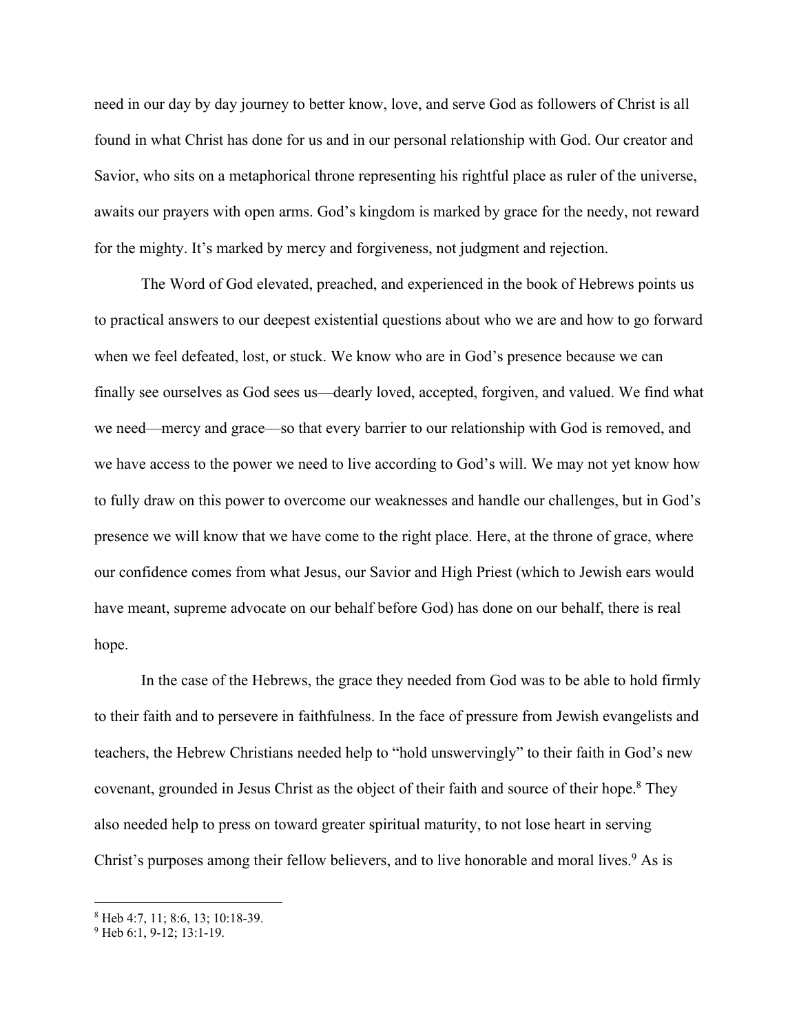need in our day by day journey to better know, love, and serve God as followers of Christ is all found in what Christ has done for us and in our personal relationship with God. Our creator and Savior, who sits on a metaphorical throne representing his rightful place as ruler of the universe, awaits our prayers with open arms. God's kingdom is marked by grace for the needy, not reward for the mighty. It's marked by mercy and forgiveness, not judgment and rejection.

The Word of God elevated, preached, and experienced in the book of Hebrews points us to practical answers to our deepest existential questions about who we are and how to go forward when we feel defeated, lost, or stuck. We know who are in God's presence because we can finally see ourselves as God sees us—dearly loved, accepted, forgiven, and valued. We find what we need—mercy and grace—so that every barrier to our relationship with God is removed, and we have access to the power we need to live according to God's will. We may not yet know how to fully draw on this power to overcome our weaknesses and handle our challenges, but in God's presence we will know that we have come to the right place. Here, at the throne of grace, where our confidence comes from what Jesus, our Savior and High Priest (which to Jewish ears would have meant, supreme advocate on our behalf before God) has done on our behalf, there is real hope.

In the case of the Hebrews, the grace they needed from God was to be able to hold firmly to their faith and to persevere in faithfulness. In the face of pressure from Jewish evangelists and teachers, the Hebrew Christians needed help to "hold unswervingly" to their faith in God's new covenant, grounded in Jesus Christ as the object of their faith and source of their hope.[8] They also needed help to press on toward greater spiritual maturity, to not lose heart in serving Christ's purposes among their fellow believers, and to live honorable and moral lives.[9] As is

[8] Heb 4:7, 11; 8:6, 13; 10:18-39.

[9] Heb 6:1, 9-12; 13:1-19.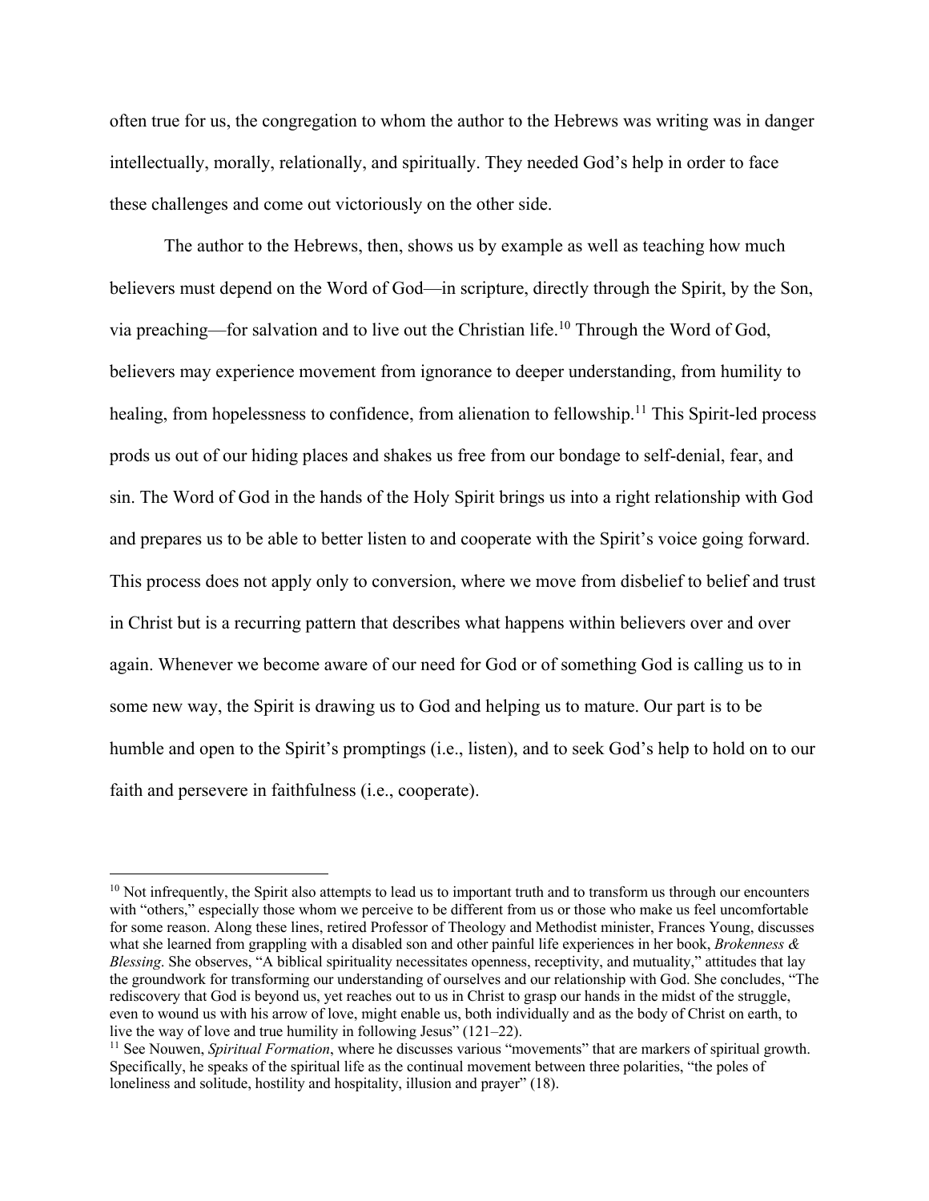often true for us, the congregation to whom the author to the Hebrews was writing was in danger intellectually, morally, relationally, and spiritually. They needed God's help in order to face these challenges and come out victoriously on the other side.

The author to the Hebrews, then, shows us by example as well as teaching how much believers must depend on the Word of God—in scripture, directly through the Spirit, by the Son, via preaching—for salvation and to live out the Christian life.[10] Through the Word of God, believers may experience movement from ignorance to deeper understanding, from humility to healing, from hopelessness to confidence, from alienation to fellowship.[11] This Spirit-led process prods us out of our hiding places and shakes us free from our bondage to self-denial, fear, and sin. The Word of God in the hands of the Holy Spirit brings us into a right relationship with God and prepares us to be able to better listen to and cooperate with the Spirit's voice going forward. This process does not apply only to conversion, where we move from disbelief to belief and trust in Christ but is a recurring pattern that describes what happens within believers over and over again. Whenever we become aware of our need for God or of something God is calling us to in some new way, the Spirit is drawing us to God and helping us to mature. Our part is to be humble and open to the Spirit's promptings (i.e., listen), and to seek God's help to hold on to our faith and persevere in faithfulness (i.e., cooperate).

---

[10] Not infrequently, the Spirit also attempts to lead us to important truth and to transform us through our encounters with "others," especially those whom we perceive to be different from us or those who make us feel uncomfortable for some reason. Along these lines, retired Professor of Theology and Methodist minister, Frances Young, discusses what she learned from grappling with a disabled son and other painful life experiences in her book, *Brokenness & Blessing*. She observes, "A biblical spirituality necessitates openness, receptivity, and mutuality," attitudes that lay the groundwork for transforming our understanding of ourselves and our relationship with God. She concludes, "The rediscovery that God is beyond us, yet reaches out to us in Christ to grasp our hands in the midst of the struggle, even to wound us with his arrow of love, might enable us, both individually and as the body of Christ on earth, to live the way of love and true humility in following Jesus" (121–22).

[11] See Nouwen, *Spiritual Formation*, where he discusses various "movements" that are markers of spiritual growth. Specifically, he speaks of the spiritual life as the continual movement between three polarities, "the poles of loneliness and solitude, hostility and hospitality, illusion and prayer" (18).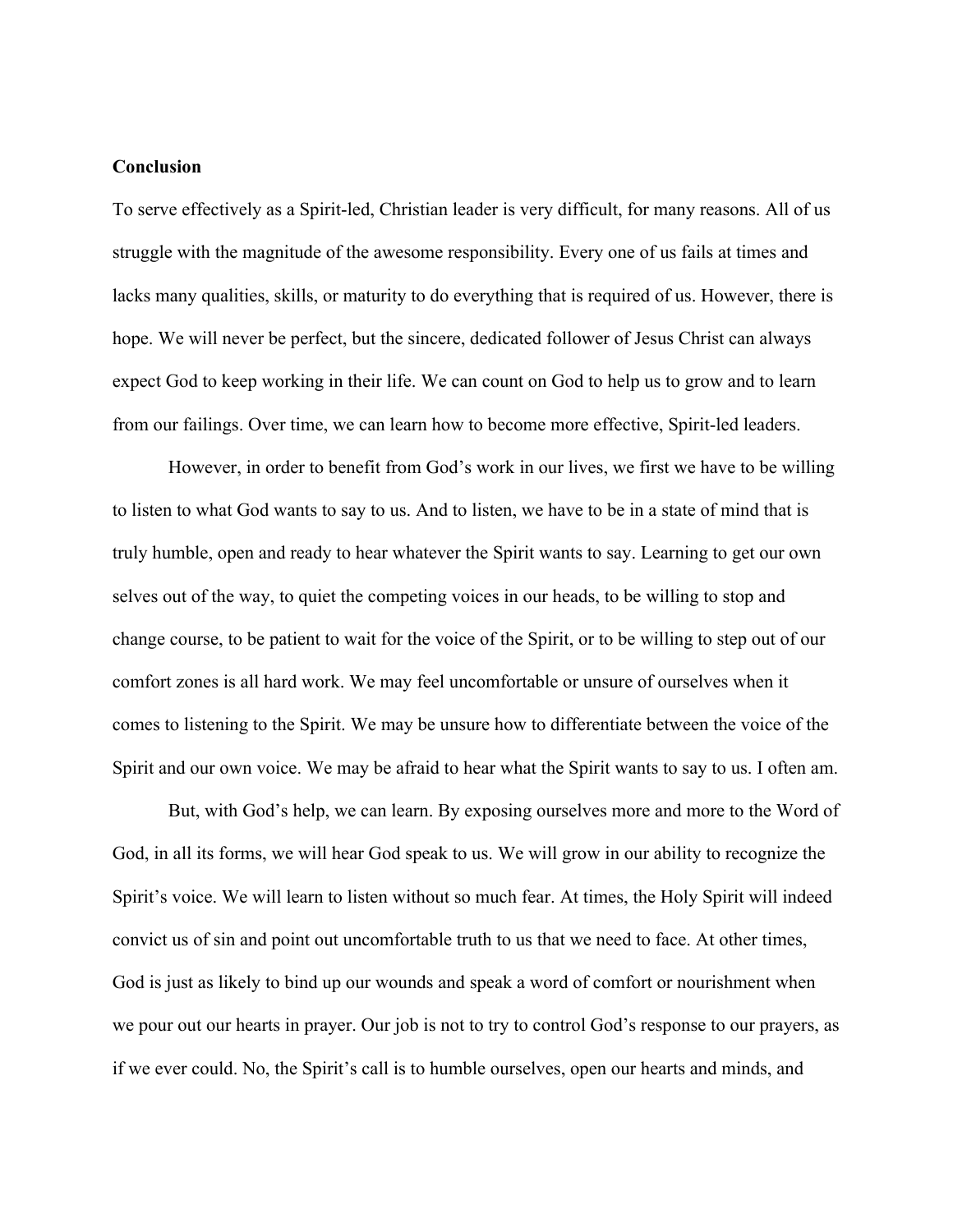**Conclusion**

To serve effectively as a Spirit-led, Christian leader is very difficult, for many reasons. All of us struggle with the magnitude of the awesome responsibility. Every one of us fails at times and lacks many qualities, skills, or maturity to do everything that is required of us. However, there is hope. We will never be perfect, but the sincere, dedicated follower of Jesus Christ can always expect God to keep working in their life. We can count on God to help us to grow and to learn from our failings. Over time, we can learn how to become more effective, Spirit-led leaders.

However, in order to benefit from God's work in our lives, we first we have to be willing to listen to what God wants to say to us. And to listen, we have to be in a state of mind that is truly humble, open and ready to hear whatever the Spirit wants to say. Learning to get our own selves out of the way, to quiet the competing voices in our heads, to be willing to stop and change course, to be patient to wait for the voice of the Spirit, or to be willing to step out of our comfort zones is all hard work. We may feel uncomfortable or unsure of ourselves when it comes to listening to the Spirit. We may be unsure how to differentiate between the voice of the Spirit and our own voice. We may be afraid to hear what the Spirit wants to say to us. I often am.

But, with God's help, we can learn. By exposing ourselves more and more to the Word of God, in all its forms, we will hear God speak to us. We will grow in our ability to recognize the Spirit's voice. We will learn to listen without so much fear. At times, the Holy Spirit will indeed convict us of sin and point out uncomfortable truth to us that we need to face. At other times, God is just as likely to bind up our wounds and speak a word of comfort or nourishment when we pour out our hearts in prayer. Our job is not to try to control God's response to our prayers, as if we ever could. No, the Spirit's call is to humble ourselves, open our hearts and minds, and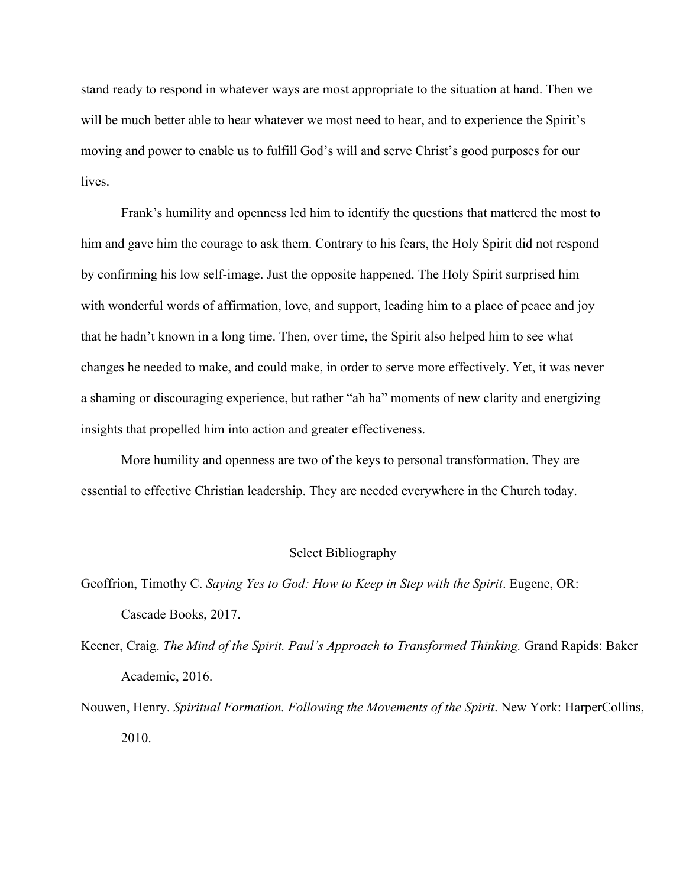stand ready to respond in whatever ways are most appropriate to the situation at hand. Then we will be much better able to hear whatever we most need to hear, and to experience the Spirit's moving and power to enable us to fulfill God's will and serve Christ's good purposes for our lives.

Frank's humility and openness led him to identify the questions that mattered the most to him and gave him the courage to ask them. Contrary to his fears, the Holy Spirit did not respond by confirming his low self-image. Just the opposite happened. The Holy Spirit surprised him with wonderful words of affirmation, love, and support, leading him to a place of peace and joy that he hadn't known in a long time. Then, over time, the Spirit also helped him to see what changes he needed to make, and could make, in order to serve more effectively. Yet, it was never a shaming or discouraging experience, but rather "ah ha" moments of new clarity and energizing insights that propelled him into action and greater effectiveness.

More humility and openness are two of the keys to personal transformation. They are essential to effective Christian leadership. They are needed everywhere in the Church today.

## Select Bibliography

Geoffrion, Timothy C. *Saying Yes to God: How to Keep in Step with the Spirit*. Eugene, OR: Cascade Books, 2017.

Keener, Craig. *The Mind of the Spirit. Paul's Approach to Transformed Thinking.* Grand Rapids: Baker Academic, 2016.

Nouwen, Henry. *Spiritual Formation. Following the Movements of the Spirit*. New York: HarperCollins, 2010.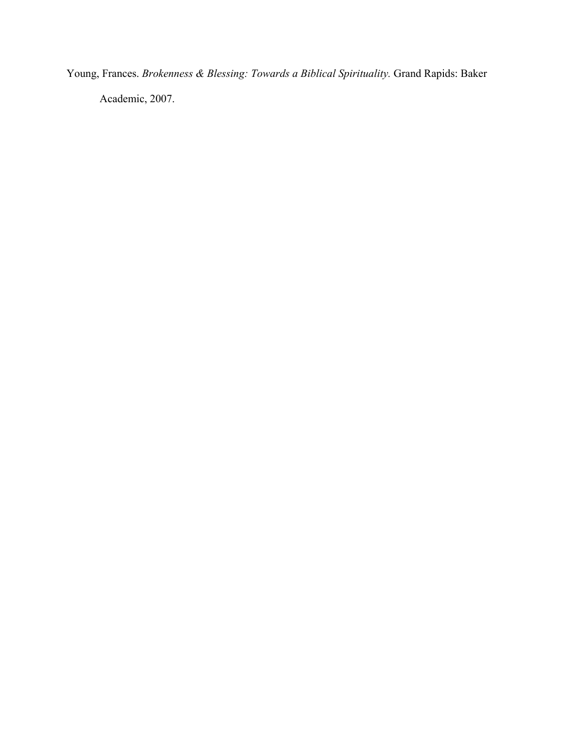Young, Frances. *Brokenness & Blessing: Towards a Biblical Spirituality.* Grand Rapids: Baker Academic, 2007.